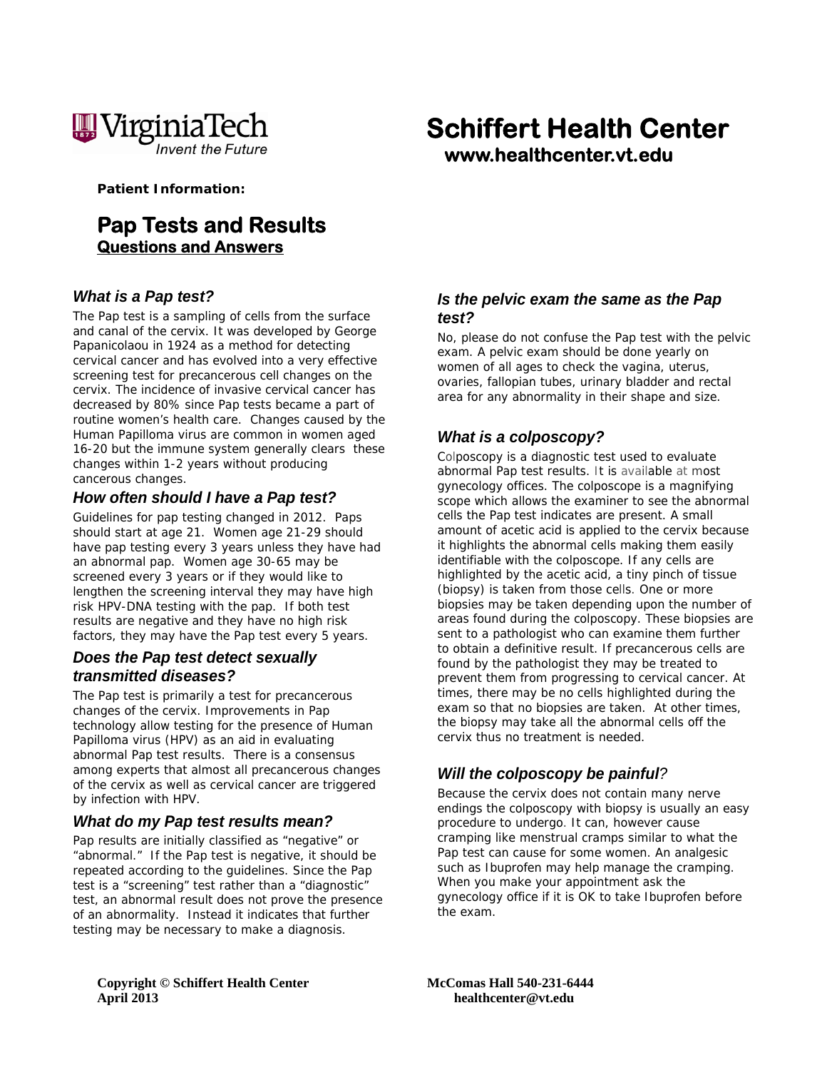Virginia Tech
*Invent the Future*

# Schiffert Health Center

**www.healthcenter.vt.edu**

**Patient Information:**

# Pap Tests and Results

## Questions and Answers

### *What is a Pap test?*

The Pap test is a sampling of cells from the surface and canal of the cervix. It was developed by George Papanicolaou in 1924 as a method for detecting cervical cancer and has evolved into a very effective screening test for precancerous cell changes on the cervix. The incidence of invasive cervical cancer has decreased by 80% since Pap tests became a part of routine women's health care. Changes caused by the Human Papilloma virus are common in women aged 16-20 but the immune system generally clears these changes within 1-2 years without producing cancerous changes.

### *How often should I have a Pap test?*

Guidelines for pap testing changed in 2012. Paps should start at age 21. Women age 21-29 should have pap testing every 3 years unless they have had an abnormal pap. Women age 30-65 may be screened every 3 years or if they would like to lengthen the screening interval they may have high risk HPV-DNA testing with the pap. If both test results are negative and they have no high risk factors, they may have the Pap test every 5 years.

### *Does the Pap test detect sexually transmitted diseases?*

The Pap test is primarily a test for precancerous changes of the cervix. Improvements in Pap technology allow testing for the presence of Human Papilloma virus (HPV) as an aid in evaluating abnormal Pap test results. There is a consensus among experts that almost all precancerous changes of the cervix as well as cervical cancer are triggered by infection with HPV.

### *What do my Pap test results mean?*

Pap results are initially classified as "negative" or "abnormal." If the Pap test is negative, it should be repeated according to the guidelines. Since the Pap test is a "screening" test rather than a "diagnostic" test, an abnormal result does not prove the presence of an abnormality. Instead it indicates that further testing may be necessary to make a diagnosis.

### *Is the pelvic exam the same as the Pap test?*

No, please do not confuse the Pap test with the pelvic exam. A pelvic exam should be done yearly on women of all ages to check the vagina, uterus, ovaries, fallopian tubes, urinary bladder and rectal area for any abnormality in their shape and size.

### *What is a colposcopy?*

Colposcopy is a diagnostic test used to evaluate abnormal Pap test results. It is available at most gynecology offices. The colposcope is a magnifying scope which allows the examiner to see the abnormal cells the Pap test indicates are present. A small amount of acetic acid is applied to the cervix because it highlights the abnormal cells making them easily identifiable with the colposcope. If any cells are highlighted by the acetic acid, a tiny pinch of tissue (biopsy) is taken from those cells. One or more biopsies may be taken depending upon the number of areas found during the colposcopy. These biopsies are sent to a pathologist who can examine them further to obtain a definitive result. If precancerous cells are found by the pathologist they may be treated to prevent them from progressing to cervical cancer. At times, there may be no cells highlighted during the exam so that no biopsies are taken. At other times, the biopsy may take all the abnormal cells off the cervix thus no treatment is needed.

### *Will the colposcopy be painful?*

Because the cervix does not contain many nerve endings the colposcopy with biopsy is usually an easy procedure to undergo. It can, however cause cramping like menstrual cramps similar to what the Pap test can cause for some women. An analgesic such as Ibuprofen may help manage the cramping. When you make your appointment ask the gynecology office if it is OK to take Ibuprofen before the exam.

**Copyright © Schiffert Health Center**
**April 2013**

**McComas Hall 540-231-6444**
**healthcenter@vt.edu**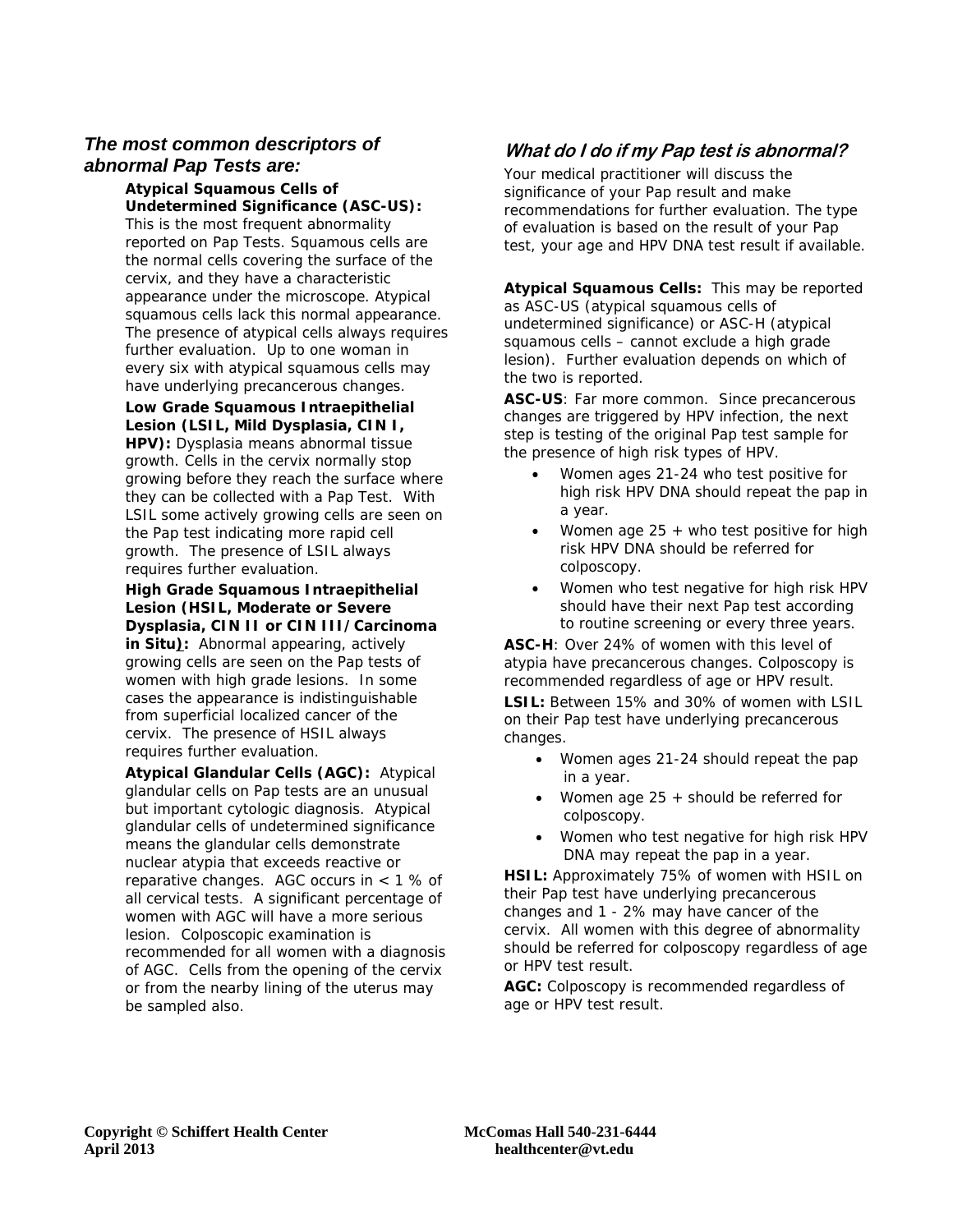## *The most common descriptors of abnormal Pap Tests are:*

**Atypical Squamous Cells of Undetermined Significance (ASC-US):** This is the most frequent abnormality reported on Pap Tests. Squamous cells are the normal cells covering the surface of the cervix, and they have a characteristic appearance under the microscope. Atypical squamous cells lack this normal appearance. The presence of atypical cells always requires further evaluation. Up to one woman in every six with atypical squamous cells may have underlying precancerous changes.

**Low Grade Squamous Intraepithelial Lesion (LSIL, Mild Dysplasia, CIN I, HPV):** Dysplasia means abnormal tissue growth. Cells in the cervix normally stop growing before they reach the surface where they can be collected with a Pap Test. With LSIL some actively growing cells are seen on the Pap test indicating more rapid cell growth. The presence of LSIL always requires further evaluation.

**High Grade Squamous Intraepithelial Lesion (HSIL, Moderate or Severe Dysplasia, CIN II or CIN III/Carcinoma in Situ):** Abnormal appearing, actively growing cells are seen on the Pap tests of women with high grade lesions. In some cases the appearance is indistinguishable from superficial localized cancer of the cervix. The presence of HSIL always requires further evaluation.

**Atypical Glandular Cells (AGC):** Atypical glandular cells on Pap tests are an unusual but important cytologic diagnosis. Atypical glandular cells of undetermined significance means the glandular cells demonstrate nuclear atypia that exceeds reactive or reparative changes. AGC occurs in < 1 % of all cervical tests. A significant percentage of women with AGC will have a more serious lesion. Colposcopic examination is recommended for all women with a diagnosis of AGC. Cells from the opening of the cervix or from the nearby lining of the uterus may be sampled also.

## *What do I do if my Pap test is abnormal?*

Your medical practitioner will discuss the significance of your Pap result and make recommendations for further evaluation. The type of evaluation is based on the result of your Pap test, your age and HPV DNA test result if available.

**Atypical Squamous Cells:** This may be reported as ASC-US (atypical squamous cells of undetermined significance) or ASC-H (atypical squamous cells – cannot exclude a high grade lesion). Further evaluation depends on which of the two is reported.

**ASC-US**: Far more common. Since precancerous changes are triggered by HPV infection, the next step is testing of the original Pap test sample for the presence of high risk types of HPV.

- Women ages 21-24 who test positive for high risk HPV DNA should repeat the pap in a year.
- Women age 25 + who test positive for high risk HPV DNA should be referred for colposcopy.
- Women who test negative for high risk HPV should have their next Pap test according to routine screening or every three years.

**ASC-H**: Over 24% of women with this level of atypia have precancerous changes. Colposcopy is recommended regardless of age or HPV result.

**LSIL:** Between 15% and 30% of women with LSIL on their Pap test have underlying precancerous changes.

- Women ages 21-24 should repeat the pap in a year.
- Women age 25 + should be referred for colposcopy.
- Women who test negative for high risk HPV DNA may repeat the pap in a year.

**HSIL:** Approximately 75% of women with HSIL on their Pap test have underlying precancerous changes and 1 - 2% may have cancer of the cervix. All women with this degree of abnormality should be referred for colposcopy regardless of age or HPV test result.

**AGC:** Colposcopy is recommended regardless of age or HPV test result.

**Copyright © Schiffert Health Center**
**April 2013**

**McComas Hall 540-231-6444**
**healthcenter@vt.edu**